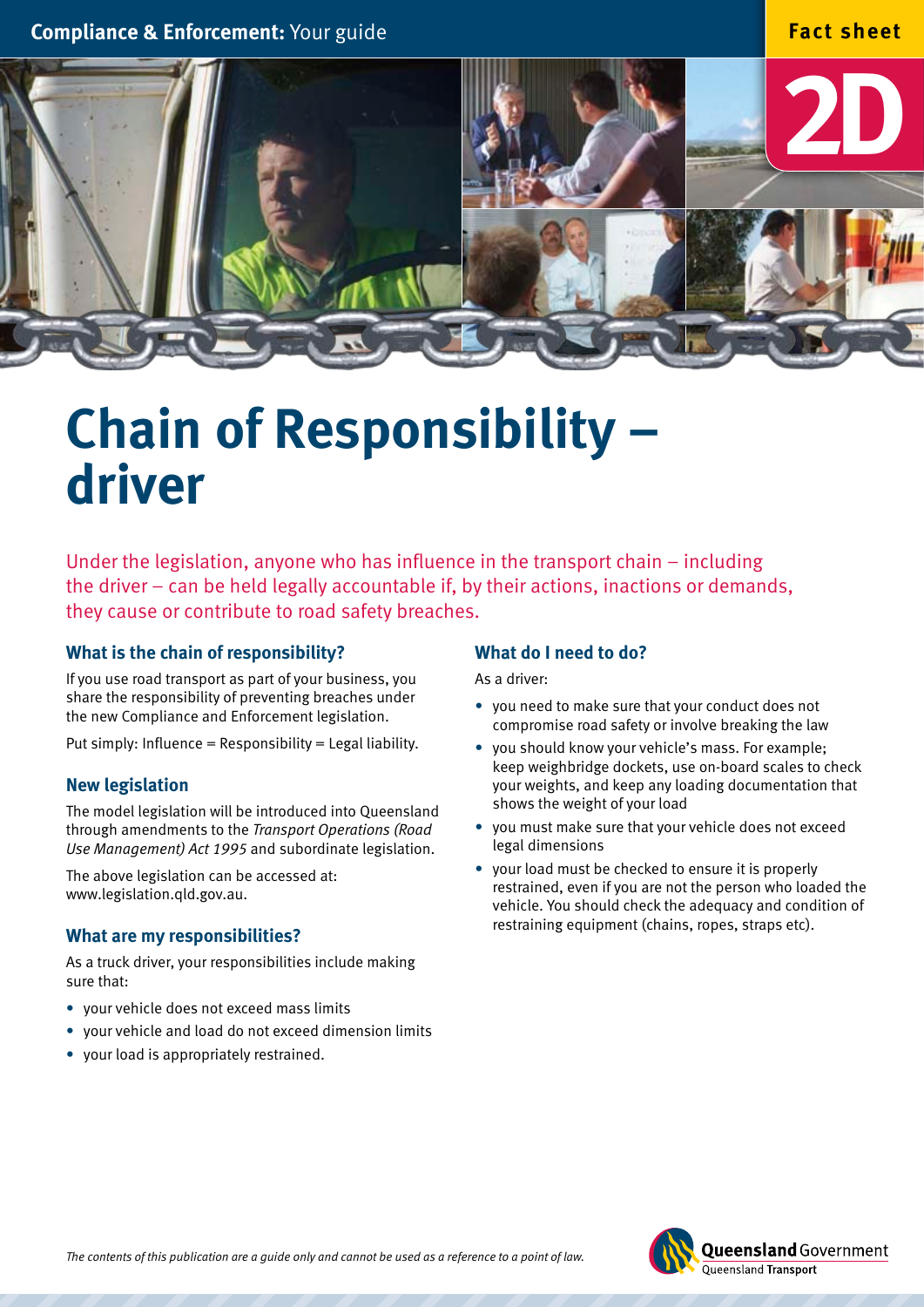Compliance & Enforcement: Your guide

Fact sheet

2D

# Chain of Responsibility – driver

Under the legislation, anyone who has influence in the transport chain – including the driver – can be held legally accountable if, by their actions, inactions or demands, they cause or contribute to road safety breaches.

### What is the chain of responsibility?

If you use road transport as part of your business, you share the responsibility of preventing breaches under the new Compliance and Enforcement legislation.

Put simply: Influence = Responsibility = Legal liability.

### New legislation

The model legislation will be introduced into Queensland through amendments to the *Transport Operations (Road Use Management) Act 1995* and subordinate legislation.

The above legislation can be accessed at: www.legislation.qld.gov.au.

### What are my responsibilities?

As a truck driver, your responsibilities include making sure that:

- your vehicle does not exceed mass limits
- your vehicle and load do not exceed dimension limits
- your load is appropriately restrained.

### What do I need to do?

As a driver:

- you need to make sure that your conduct does not compromise road safety or involve breaking the law
- you should know your vehicle's mass. For example; keep weighbridge dockets, use on-board scales to check your weights, and keep any loading documentation that shows the weight of your load
- you must make sure that your vehicle does not exceed legal dimensions
- your load must be checked to ensure it is properly restrained, even if you are not the person who loaded the vehicle. You should check the adequacy and condition of restraining equipment (chains, ropes, straps etc).

*The contents of this publication are a guide only and cannot be used as a reference to a point of law.*

Queensland Government
Queensland Transport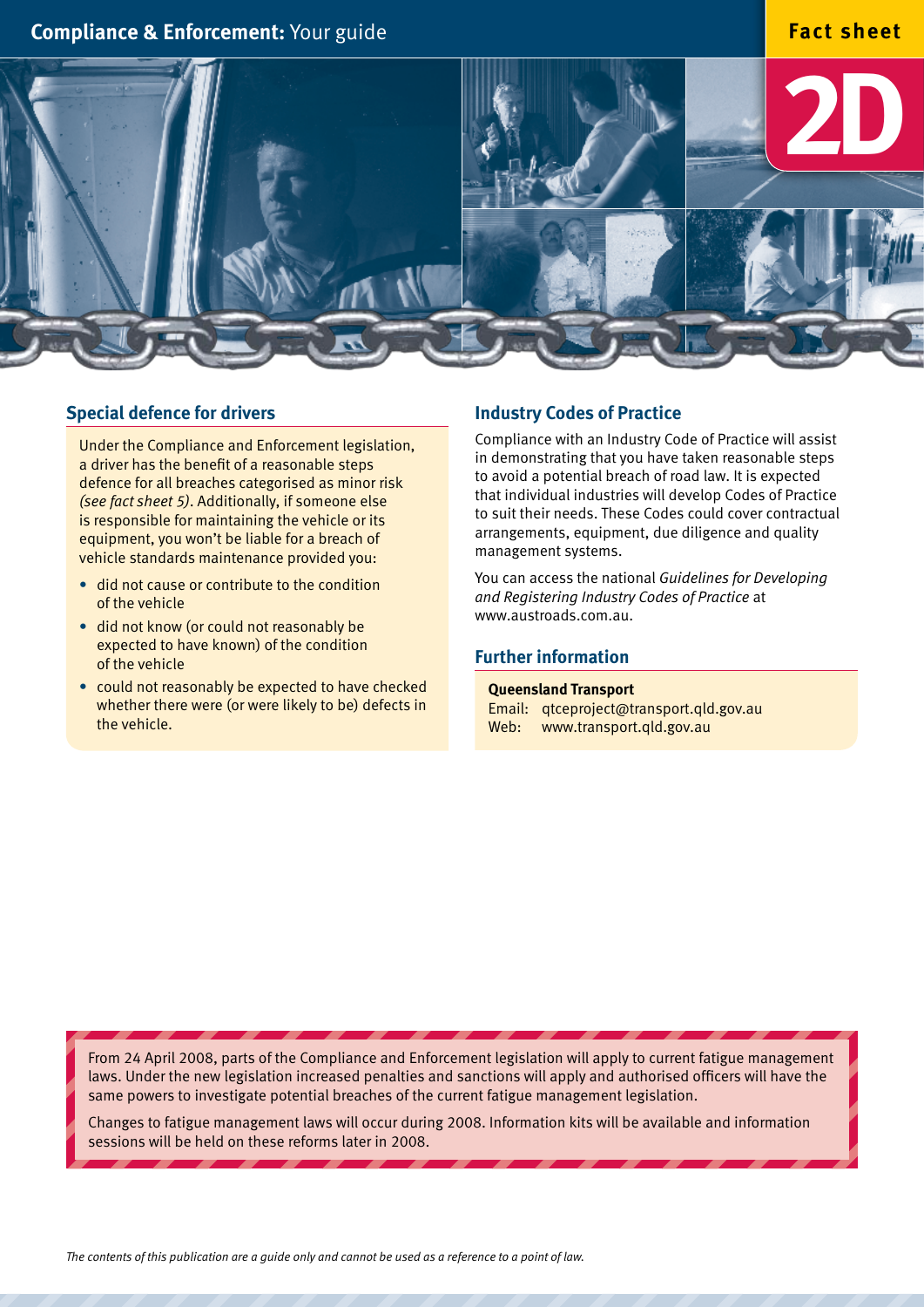## Special defence for drivers

Under the Compliance and Enforcement legislation, a driver has the benefit of a reasonable steps defence for all breaches categorised as minor risk *(see fact sheet 5)*. Additionally, if someone else is responsible for maintaining the vehicle or its equipment, you won't be liable for a breach of vehicle standards maintenance provided you:

- did not cause or contribute to the condition of the vehicle
- did not know (or could not reasonably be expected to have known) of the condition of the vehicle
- could not reasonably be expected to have checked whether there were (or were likely to be) defects in the vehicle.

## Industry Codes of Practice

Compliance with an Industry Code of Practice will assist in demonstrating that you have taken reasonable steps to avoid a potential breach of road law. It is expected that individual industries will develop Codes of Practice to suit their needs. These Codes could cover contractual arrangements, equipment, due diligence and quality management systems.

You can access the national *Guidelines for Developing and Registering Industry Codes of Practice* at www.austroads.com.au.

## Further information

**Queensland Transport**
Email: qtceproject@transport.qld.gov.au
Web: www.transport.qld.gov.au

From 24 April 2008, parts of the Compliance and Enforcement legislation will apply to current fatigue management laws. Under the new legislation increased penalties and sanctions will apply and authorised officers will have the same powers to investigate potential breaches of the current fatigue management legislation.

Changes to fatigue management laws will occur during 2008. Information kits will be available and information sessions will be held on these reforms later in 2008.

*The contents of this publication are a guide only and cannot be used as a reference to a point of law.*